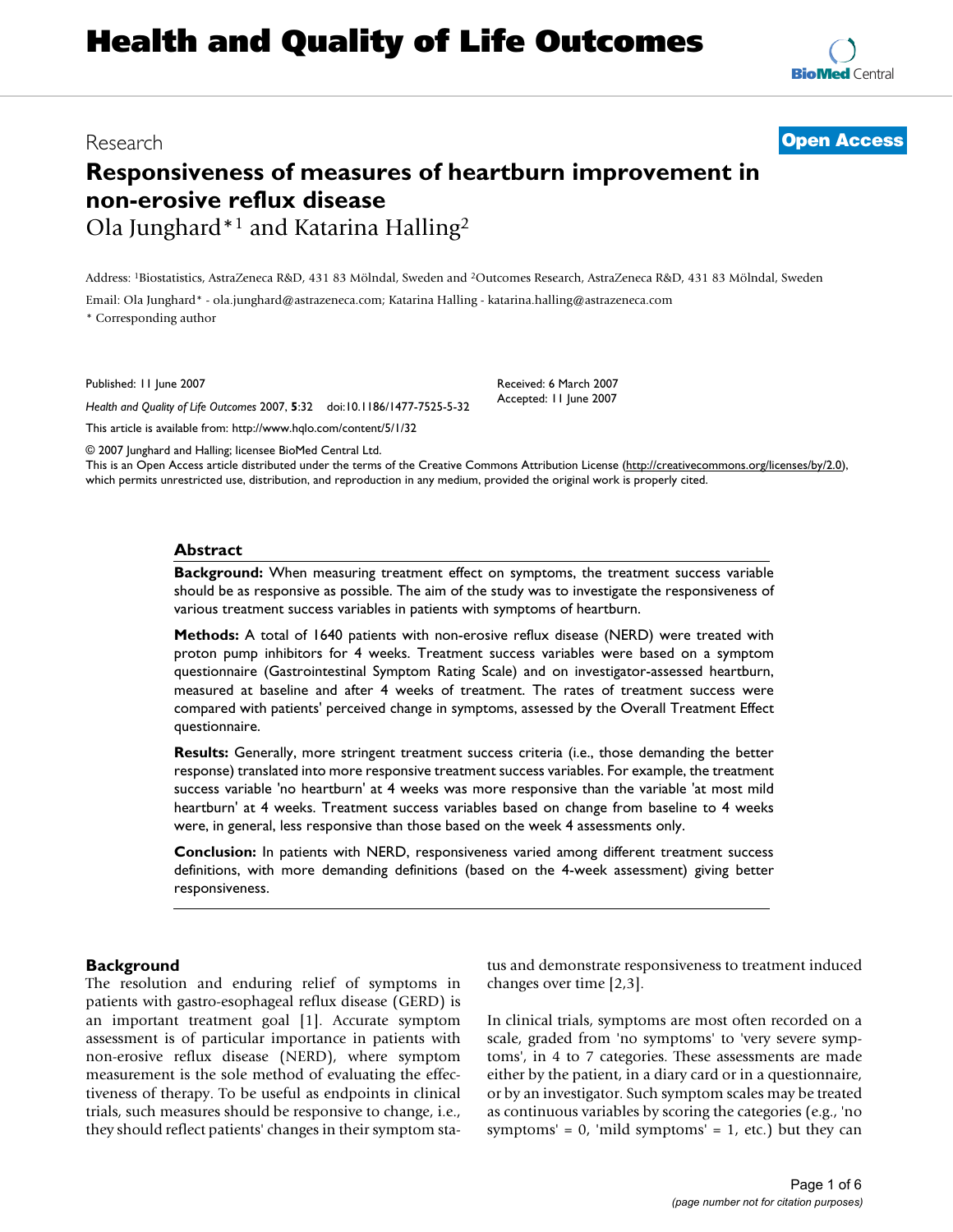# Health and Quality of Life Outcomes

Research

**Open Access**

# Responsiveness of measures of heartburn improvement in non-erosive reflux disease

Ola Junghard*[1] and Katarina Halling[2]

Address: [1]Biostatistics, AstraZeneca R&D, 431 83 Mölndal, Sweden and [2]Outcomes Research, AstraZeneca R&D, 431 83 Mölndal, Sweden

Email: Ola Junghard* - ola.junghard@astrazeneca.com; Katarina Halling - katarina.halling@astrazeneca.com

\* Corresponding author

Published: 11 June 2007

*Health and Quality of Life Outcomes* 2007, **5**:32 doi:10.1186/1477-7525-5-32

Received: 6 March 2007
Accepted: 11 June 2007

This article is available from: http://www.hqlo.com/content/5/1/32

© 2007 Junghard and Halling; licensee BioMed Central Ltd.
This is an Open Access article distributed under the terms of the Creative Commons Attribution License (http://creativecommons.org/licenses/by/2.0), which permits unrestricted use, distribution, and reproduction in any medium, provided the original work is properly cited.

## Abstract

**Background:** When measuring treatment effect on symptoms, the treatment success variable should be as responsive as possible. The aim of the study was to investigate the responsiveness of various treatment success variables in patients with symptoms of heartburn.

**Methods:** A total of 1640 patients with non-erosive reflux disease (NERD) were treated with proton pump inhibitors for 4 weeks. Treatment success variables were based on a symptom questionnaire (Gastrointestinal Symptom Rating Scale) and on investigator-assessed heartburn, measured at baseline and after 4 weeks of treatment. The rates of treatment success were compared with patients' perceived change in symptoms, assessed by the Overall Treatment Effect questionnaire.

**Results:** Generally, more stringent treatment success criteria (i.e., those demanding the better response) translated into more responsive treatment success variables. For example, the treatment success variable 'no heartburn' at 4 weeks was more responsive than the variable 'at most mild heartburn' at 4 weeks. Treatment success variables based on change from baseline to 4 weeks were, in general, less responsive than those based on the week 4 assessments only.

**Conclusion:** In patients with NERD, responsiveness varied among different treatment success definitions, with more demanding definitions (based on the 4-week assessment) giving better responsiveness.

## Background

The resolution and enduring relief of symptoms in patients with gastro-esophageal reflux disease (GERD) is an important treatment goal [1]. Accurate symptom assessment is of particular importance in patients with non-erosive reflux disease (NERD), where symptom measurement is the sole method of evaluating the effectiveness of therapy. To be useful as endpoints in clinical trials, such measures should be responsive to change, i.e., they should reflect patients' changes in their symptom status and demonstrate responsiveness to treatment induced changes over time [2,3].

In clinical trials, symptoms are most often recorded on a scale, graded from 'no symptoms' to 'very severe symptoms', in 4 to 7 categories. These assessments are made either by the patient, in a diary card or in a questionnaire, or by an investigator. Such symptom scales may be treated as continuous variables by scoring the categories (e.g., 'no symptoms' = 0, 'mild symptoms' = 1, etc.) but they can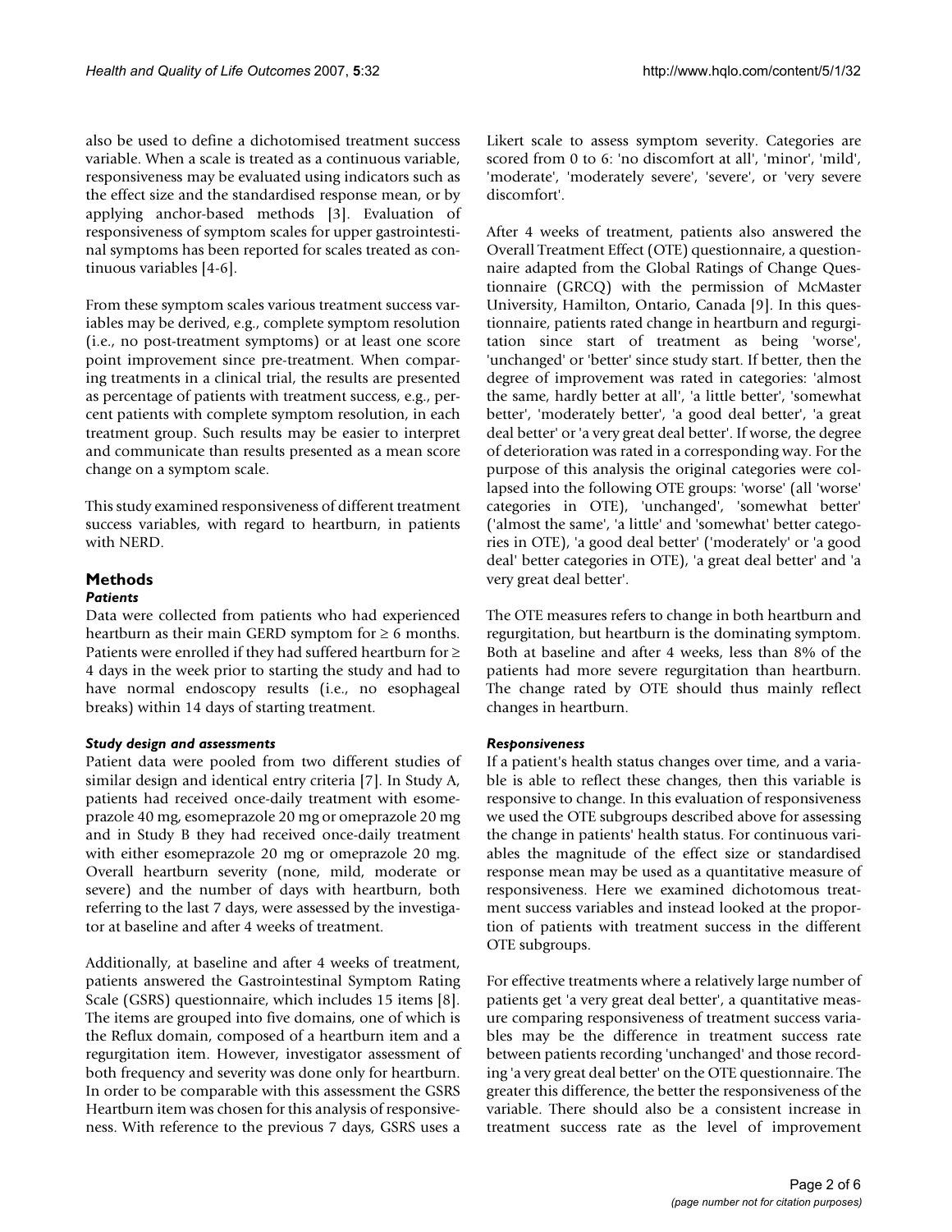also be used to define a dichotomised treatment success variable. When a scale is treated as a continuous variable, responsiveness may be evaluated using indicators such as the effect size and the standardised response mean, or by applying anchor-based methods [3]. Evaluation of responsiveness of symptom scales for upper gastrointestinal symptoms has been reported for scales treated as continuous variables [4-6].

From these symptom scales various treatment success variables may be derived, e.g., complete symptom resolution (i.e., no post-treatment symptoms) or at least one score point improvement since pre-treatment. When comparing treatments in a clinical trial, the results are presented as percentage of patients with treatment success, e.g., percent patients with complete symptom resolution, in each treatment group. Such results may be easier to interpret and communicate than results presented as a mean score change on a symptom scale.

This study examined responsiveness of different treatment success variables, with regard to heartburn, in patients with NERD.

## Methods

### *Patients*

Data were collected from patients who had experienced heartburn as their main GERD symptom for ≥ 6 months. Patients were enrolled if they had suffered heartburn for ≥ 4 days in the week prior to starting the study and had to have normal endoscopy results (i.e., no esophageal breaks) within 14 days of starting treatment.

### *Study design and assessments*

Patient data were pooled from two different studies of similar design and identical entry criteria [7]. In Study A, patients had received once-daily treatment with esomeprazole 40 mg, esomeprazole 20 mg or omeprazole 20 mg and in Study B they had received once-daily treatment with either esomeprazole 20 mg or omeprazole 20 mg. Overall heartburn severity (none, mild, moderate or severe) and the number of days with heartburn, both referring to the last 7 days, were assessed by the investigator at baseline and after 4 weeks of treatment.

Additionally, at baseline and after 4 weeks of treatment, patients answered the Gastrointestinal Symptom Rating Scale (GSRS) questionnaire, which includes 15 items [8]. The items are grouped into five domains, one of which is the Reflux domain, composed of a heartburn item and a regurgitation item. However, investigator assessment of both frequency and severity was done only for heartburn. In order to be comparable with this assessment the GSRS Heartburn item was chosen for this analysis of responsiveness. With reference to the previous 7 days, GSRS uses a Likert scale to assess symptom severity. Categories are scored from 0 to 6: 'no discomfort at all', 'minor', 'mild', 'moderate', 'moderately severe', 'severe', or 'very severe discomfort'.

After 4 weeks of treatment, patients also answered the Overall Treatment Effect (OTE) questionnaire, a questionnaire adapted from the Global Ratings of Change Questionnaire (GRCQ) with the permission of McMaster University, Hamilton, Ontario, Canada [9]. In this questionnaire, patients rated change in heartburn and regurgitation since start of treatment as being 'worse', 'unchanged' or 'better' since study start. If better, then the degree of improvement was rated in categories: 'almost the same, hardly better at all', 'a little better', 'somewhat better', 'moderately better', 'a good deal better', 'a great deal better' or 'a very great deal better'. If worse, the degree of deterioration was rated in a corresponding way. For the purpose of this analysis the original categories were collapsed into the following OTE groups: 'worse' (all 'worse' categories in OTE), 'unchanged', 'somewhat better' ('almost the same', 'a little' and 'somewhat' better categories in OTE), 'a good deal better' ('moderately' or 'a good deal' better categories in OTE), 'a great deal better' and 'a very great deal better'.

The OTE measures refers to change in both heartburn and regurgitation, but heartburn is the dominating symptom. Both at baseline and after 4 weeks, less than 8% of the patients had more severe regurgitation than heartburn. The change rated by OTE should thus mainly reflect changes in heartburn.

### *Responsiveness*

If a patient's health status changes over time, and a variable is able to reflect these changes, then this variable is responsive to change. In this evaluation of responsiveness we used the OTE subgroups described above for assessing the change in patients' health status. For continuous variables the magnitude of the effect size or standardised response mean may be used as a quantitative measure of responsiveness. Here we examined dichotomous treatment success variables and instead looked at the proportion of patients with treatment success in the different OTE subgroups.

For effective treatments where a relatively large number of patients get 'a very great deal better', a quantitative measure comparing responsiveness of treatment success variables may be the difference in treatment success rate between patients recording 'unchanged' and those recording 'a very great deal better' on the OTE questionnaire. The greater this difference, the better the responsiveness of the variable. There should also be a consistent increase in treatment success rate as the level of improvement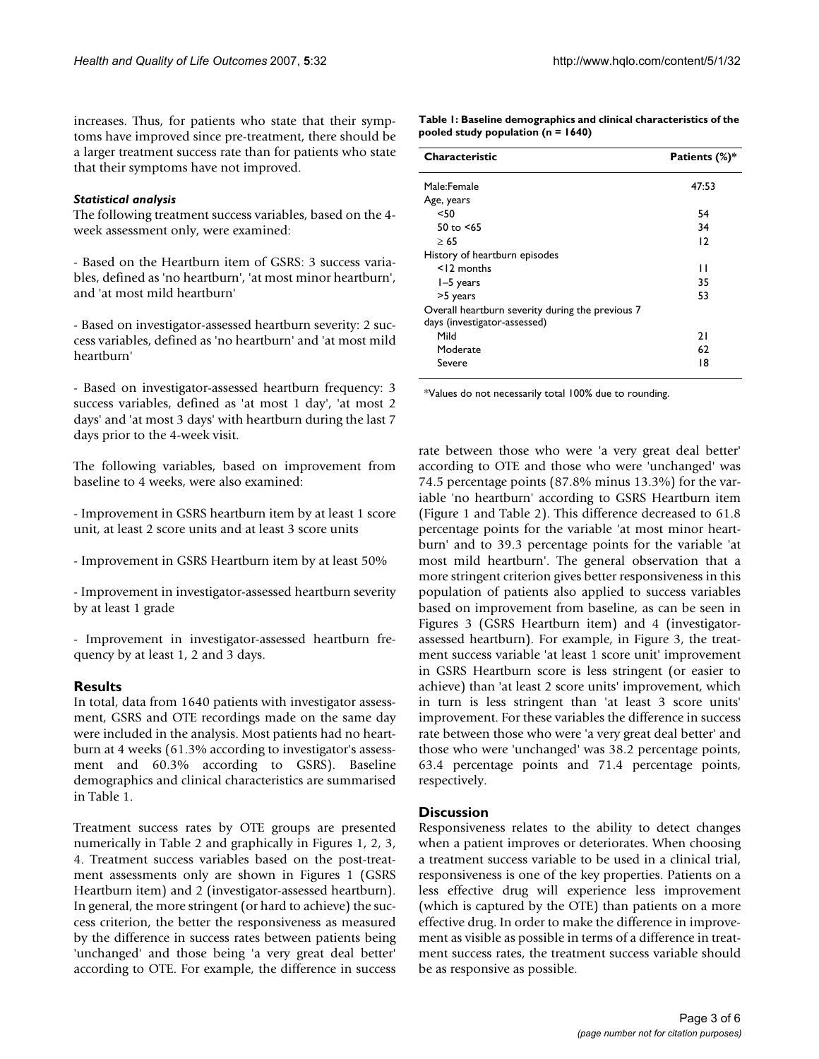increases. Thus, for patients who state that their symptoms have improved since pre-treatment, there should be a larger treatment success rate than for patients who state that their symptoms have not improved.

### *Statistical analysis*

The following treatment success variables, based on the 4-week assessment only, were examined:

- Based on the Heartburn item of GSRS: 3 success variables, defined as 'no heartburn', 'at most minor heartburn', and 'at most mild heartburn'

- Based on investigator-assessed heartburn severity: 2 success variables, defined as 'no heartburn' and 'at most mild heartburn'

- Based on investigator-assessed heartburn frequency: 3 success variables, defined as 'at most 1 day', 'at most 2 days' and 'at most 3 days' with heartburn during the last 7 days prior to the 4-week visit.

The following variables, based on improvement from baseline to 4 weeks, were also examined:

- Improvement in GSRS heartburn item by at least 1 score unit, at least 2 score units and at least 3 score units

- Improvement in GSRS Heartburn item by at least 50%

- Improvement in investigator-assessed heartburn severity by at least 1 grade

- Improvement in investigator-assessed heartburn frequency by at least 1, 2 and 3 days.

## Results

In total, data from 1640 patients with investigator assessment, GSRS and OTE recordings made on the same day were included in the analysis. Most patients had no heartburn at 4 weeks (61.3% according to investigator's assessment and 60.3% according to GSRS). Baseline demographics and clinical characteristics are summarised in Table 1.

**Table 1: Baseline demographics and clinical characteristics of the pooled study population (n = 1640)**

| Characteristic | Patients (%)* |
|---|---|
| Male:Female | 47:53 |
| Age, years | |
| <50 | 54 |
| 50 to <65 | 34 |
| ≥ 65 | 12 |
| History of heartburn episodes | |
| <12 months | 11 |
| 1–5 years | 35 |
| >5 years | 53 |
| Overall heartburn severity during the previous 7 days (investigator-assessed) | |
| Mild | 21 |
| Moderate | 62 |
| Severe | 18 |

*Values do not necessarily total 100% due to rounding.

Treatment success rates by OTE groups are presented numerically in Table 2 and graphically in Figures 1, 2, 3, 4. Treatment success variables based on the post-treatment assessments only are shown in Figures 1 (GSRS Heartburn item) and 2 (investigator-assessed heartburn). In general, the more stringent (or hard to achieve) the success criterion, the better the responsiveness as measured by the difference in success rates between patients being 'unchanged' and those being 'a very great deal better' according to OTE. For example, the difference in success rate between those who were 'a very great deal better' according to OTE and those who were 'unchanged' was 74.5 percentage points (87.8% minus 13.3%) for the variable 'no heartburn' according to GSRS Heartburn item (Figure 1 and Table 2). This difference decreased to 61.8 percentage points for the variable 'at most minor heartburn' and to 39.3 percentage points for the variable 'at most mild heartburn'. The general observation that a more stringent criterion gives better responsiveness in this population of patients also applied to success variables based on improvement from baseline, as can be seen in Figures 3 (GSRS Heartburn item) and 4 (investigator-assessed heartburn). For example, in Figure 3, the treatment success variable 'at least 1 score unit' improvement in GSRS Heartburn score is less stringent (or easier to achieve) than 'at least 2 score units' improvement, which in turn is less stringent than 'at least 3 score units' improvement. For these variables the difference in success rate between those who were 'a very great deal better' and those who were 'unchanged' was 38.2 percentage points, 63.4 percentage points and 71.4 percentage points, respectively.

## Discussion

Responsiveness relates to the ability to detect changes when a patient improves or deteriorates. When choosing a treatment success variable to be used in a clinical trial, responsiveness is one of the key properties. Patients on a less effective drug will experience less improvement (which is captured by the OTE) than patients on a more effective drug. In order to make the difference in improvement as visible as possible in terms of a difference in treatment success rates, the treatment success variable should be as responsive as possible.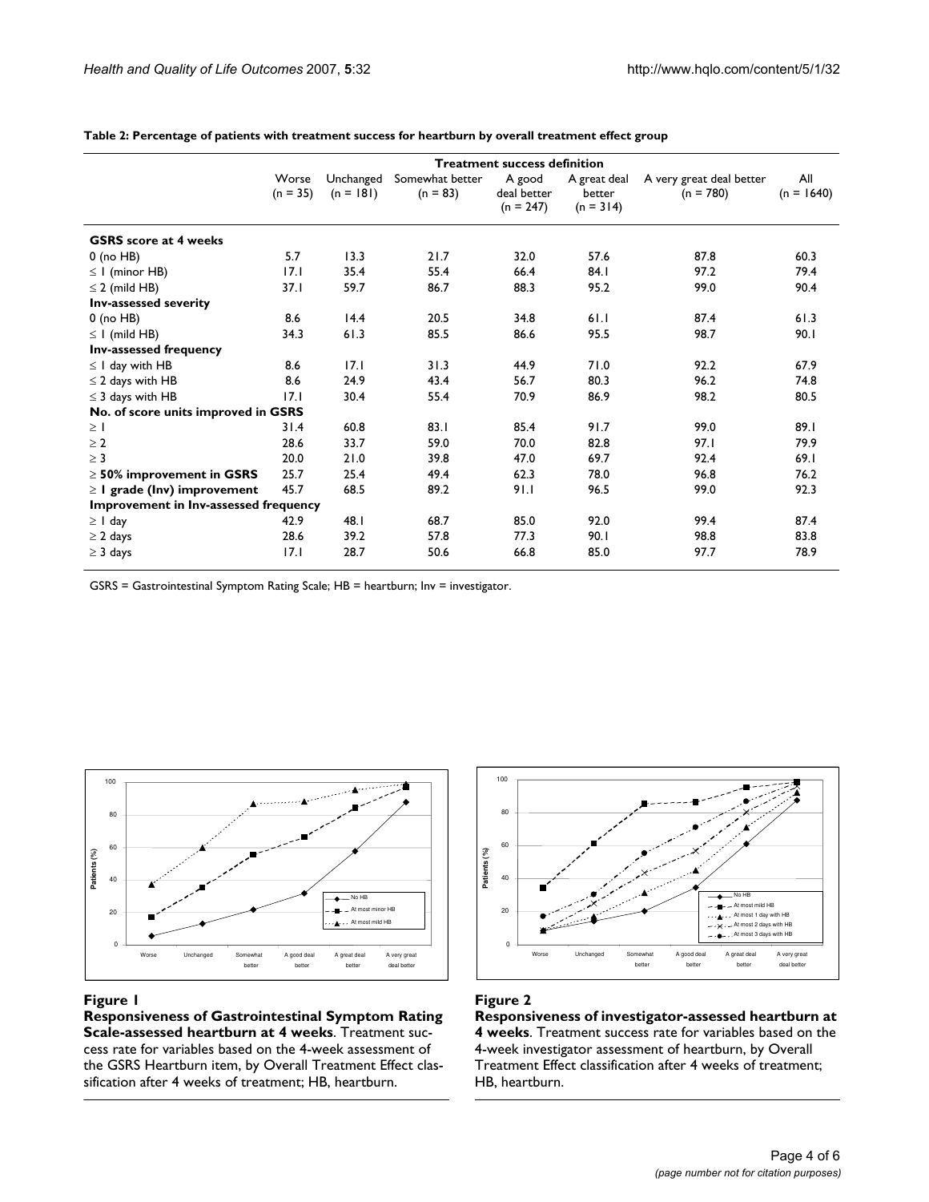**Table 2: Percentage of patients with treatment success for heartburn by overall treatment effect group**

| | Treatment success definition | | | | | | |
|---|---|---|---|---|---|---|---|
| | Worse (n = 35) | Unchanged (n = 181) | Somewhat better (n = 83) | A good deal better (n = 247) | A great deal better (n = 314) | A very great deal better (n = 780) | All (n = 1640) |
| **GSRS score at 4 weeks** | | | | | | | |
| 0 (no HB) | 5.7 | 13.3 | 21.7 | 32.0 | 57.6 | 87.8 | 60.3 |
| ≤ 1 (minor HB) | 17.1 | 35.4 | 55.4 | 66.4 | 84.1 | 97.2 | 79.4 |
| ≤ 2 (mild HB) | 37.1 | 59.7 | 86.7 | 88.3 | 95.2 | 99.0 | 90.4 |
| **Inv-assessed severity** | | | | | | | |
| 0 (no HB) | 8.6 | 14.4 | 20.5 | 34.8 | 61.1 | 87.4 | 61.3 |
| ≤ 1 (mild HB) | 34.3 | 61.3 | 85.5 | 86.6 | 95.5 | 98.7 | 90.1 |
| **Inv-assessed frequency** | | | | | | | |
| ≤ 1 day with HB | 8.6 | 17.1 | 31.3 | 44.9 | 71.0 | 92.2 | 67.9 |
| ≤ 2 days with HB | 8.6 | 24.9 | 43.4 | 56.7 | 80.3 | 96.2 | 74.8 |
| ≤ 3 days with HB | 17.1 | 30.4 | 55.4 | 70.9 | 86.9 | 98.2 | 80.5 |
| **No. of score units improved in GSRS** | | | | | | | |
| ≥ 1 | 31.4 | 60.8 | 83.1 | 85.4 | 91.7 | 99.0 | 89.1 |
| ≥ 2 | 28.6 | 33.7 | 59.0 | 70.0 | 82.8 | 97.1 | 79.9 |
| ≥ 3 | 20.0 | 21.0 | 39.8 | 47.0 | 69.7 | 92.4 | 69.1 |
| **≥ 50% improvement in GSRS** | 25.7 | 25.4 | 49.4 | 62.3 | 78.0 | 96.8 | 76.2 |
| **≥ 1 grade (Inv) improvement** | 45.7 | 68.5 | 89.2 | 91.1 | 96.5 | 99.0 | 92.3 |
| **Improvement in Inv-assessed frequency** | | | | | | | |
| ≥ 1 day | 42.9 | 48.1 | 68.7 | 85.0 | 92.0 | 99.4 | 87.4 |
| ≥ 2 days | 28.6 | 39.2 | 57.8 | 77.3 | 90.1 | 98.8 | 83.8 |
| ≥ 3 days | 17.1 | 28.7 | 50.6 | 66.8 | 85.0 | 97.7 | 78.9 |

GSRS = Gastrointestinal Symptom Rating Scale; HB = heartburn; Inv = investigator.

**Figure 1**

**Responsiveness of Gastrointestinal Symptom Rating Scale-assessed heartburn at 4 weeks**. Treatment success rate for variables based on the 4-week assessment of the GSRS Heartburn item, by Overall Treatment Effect classification after 4 weeks of treatment; HB, heartburn.

**Figure 2**

**Responsiveness of investigator-assessed heartburn at 4 weeks**. Treatment success rate for variables based on the 4-week investigator assessment of heartburn, by Overall Treatment Effect classification after 4 weeks of treatment; HB, heartburn.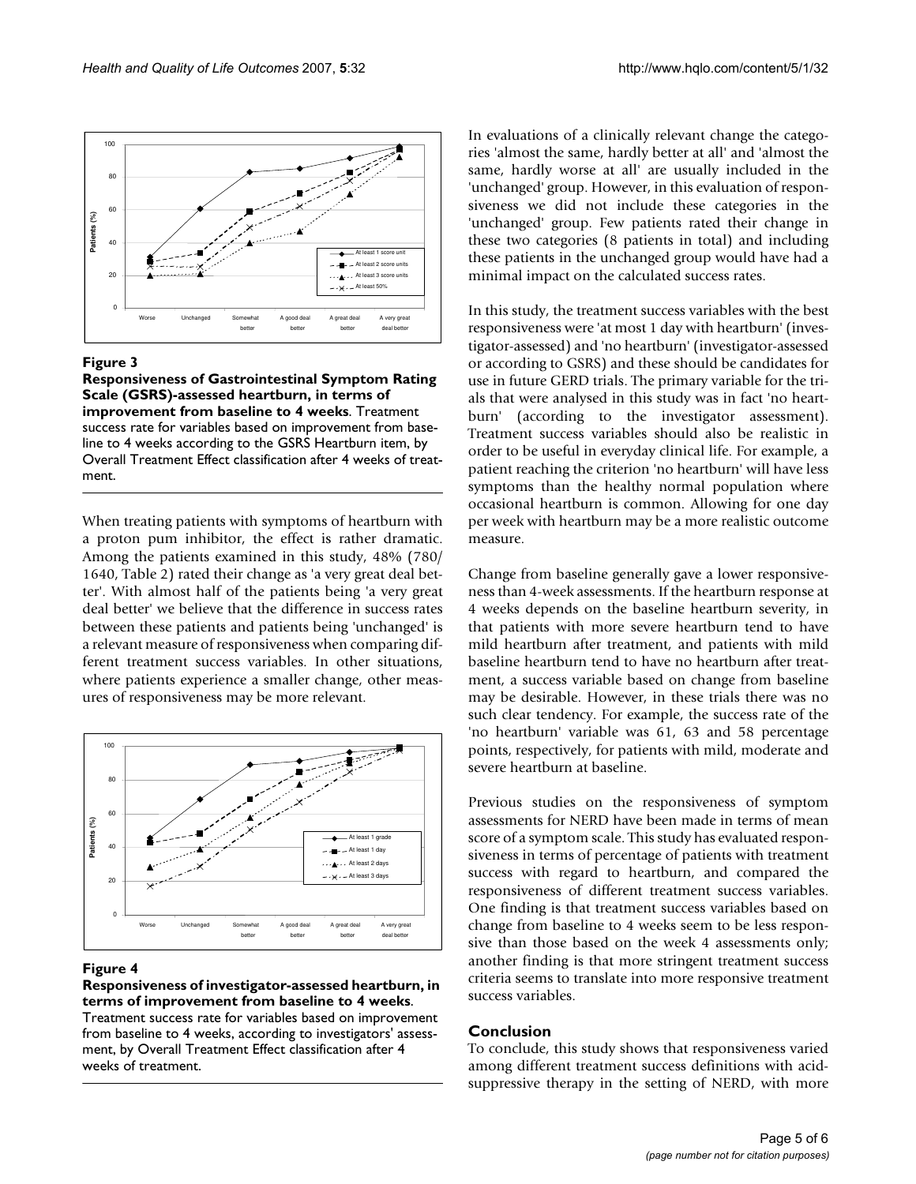**Figure 3**

**Responsiveness of Gastrointestinal Symptom Rating Scale (GSRS)-assessed heartburn, in terms of improvement from baseline to 4 weeks**. Treatment success rate for variables based on improvement from baseline to 4 weeks according to the GSRS Heartburn item, by Overall Treatment Effect classification after 4 weeks of treatment.

When treating patients with symptoms of heartburn with a proton pum inhibitor, the effect is rather dramatic. Among the patients examined in this study, 48% (780/1640, Table 2) rated their change as 'a very great deal better'. With almost half of the patients being 'a very great deal better' we believe that the difference in success rates between these patients and patients being 'unchanged' is a relevant measure of responsiveness when comparing different treatment success variables. In other situations, where patients experience a smaller change, other measures of responsiveness may be more relevant.

**Figure 4**

**Responsiveness of investigator-assessed heartburn, in terms of improvement from baseline to 4 weeks**. Treatment success rate for variables based on improvement from baseline to 4 weeks, according to investigators' assessment, by Overall Treatment Effect classification after 4 weeks of treatment.

In evaluations of a clinically relevant change the categories 'almost the same, hardly better at all' and 'almost the same, hardly worse at all' are usually included in the 'unchanged' group. However, in this evaluation of responsiveness we did not include these categories in the 'unchanged' group. Few patients rated their change in these two categories (8 patients in total) and including these patients in the unchanged group would have had a minimal impact on the calculated success rates.

In this study, the treatment success variables with the best responsiveness were 'at most 1 day with heartburn' (investigator-assessed) and 'no heartburn' (investigator-assessed or according to GSRS) and these should be candidates for use in future GERD trials. The primary variable for the trials that were analysed in this study was in fact 'no heartburn' (according to the investigator assessment). Treatment success variables should also be realistic in order to be useful in everyday clinical life. For example, a patient reaching the criterion 'no heartburn' will have less symptoms than the healthy normal population where occasional heartburn is common. Allowing for one day per week with heartburn may be a more realistic outcome measure.

Change from baseline generally gave a lower responsiveness than 4-week assessments. If the heartburn response at 4 weeks depends on the baseline heartburn severity, in that patients with more severe heartburn tend to have mild heartburn after treatment, and patients with mild baseline heartburn tend to have no heartburn after treatment, a success variable based on change from baseline may be desirable. However, in these trials there was no such clear tendency. For example, the success rate of the 'no heartburn' variable was 61, 63 and 58 percentage points, respectively, for patients with mild, moderate and severe heartburn at baseline.

Previous studies on the responsiveness of symptom assessments for NERD have been made in terms of mean score of a symptom scale. This study has evaluated responsiveness in terms of percentage of patients with treatment success with regard to heartburn, and compared the responsiveness of different treatment success variables. One finding is that treatment success variables based on change from baseline to 4 weeks seem to be less responsive than those based on the week 4 assessments only; another finding is that more stringent treatment success criteria seems to translate into more responsive treatment success variables.

## Conclusion

To conclude, this study shows that responsiveness varied among different treatment success definitions with acid-suppressive therapy in the setting of NERD, with more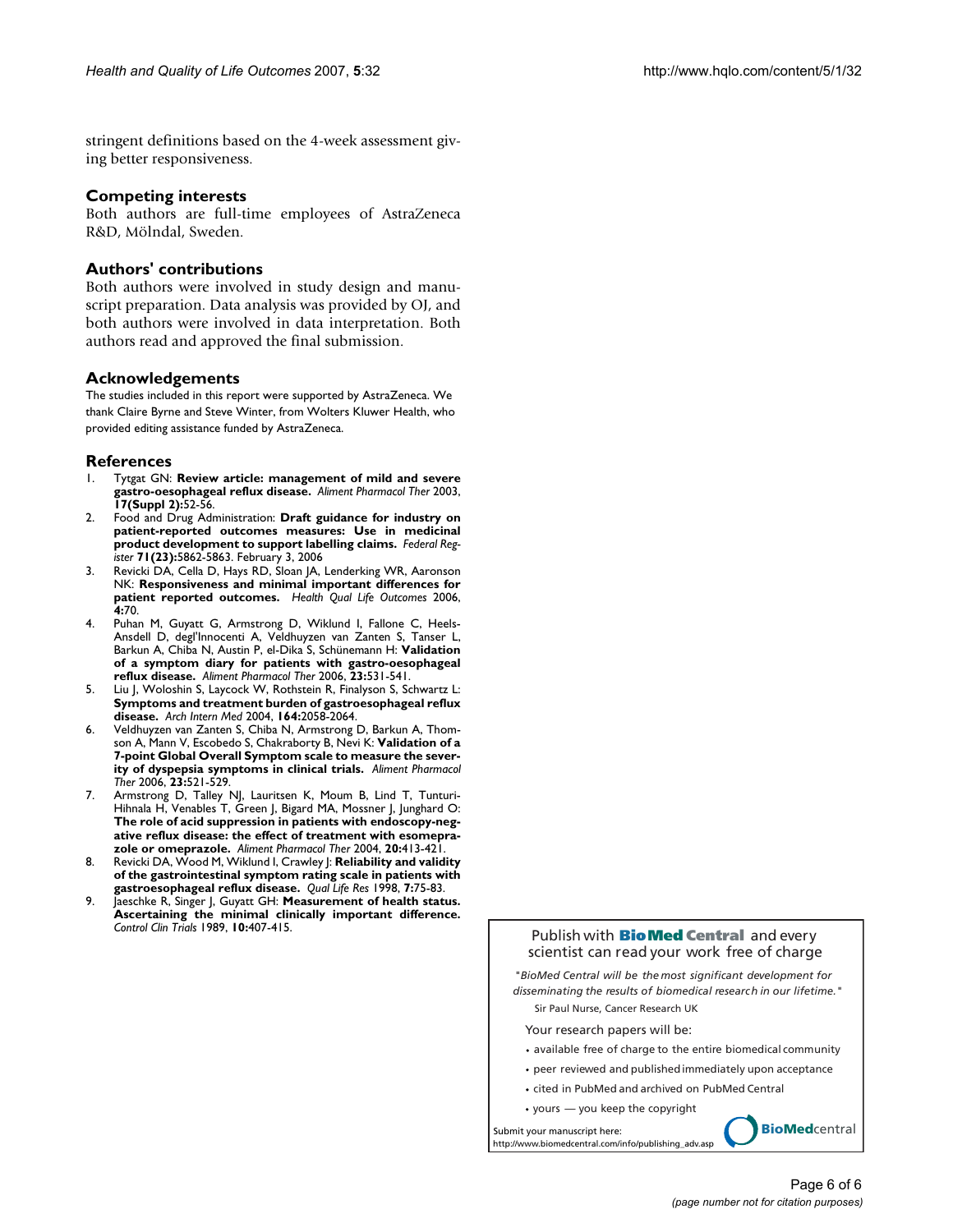stringent definitions based on the 4-week assessment giving better responsiveness.

## Competing interests

Both authors are full-time employees of AstraZeneca R&D, Mölndal, Sweden.

## Authors' contributions

Both authors were involved in study design and manuscript preparation. Data analysis was provided by OJ, and both authors were involved in data interpretation. Both authors read and approved the final submission.

## Acknowledgements

The studies included in this report were supported by AstraZeneca. We thank Claire Byrne and Steve Winter, from Wolters Kluwer Health, who provided editing assistance funded by AstraZeneca.

## References

1. Tytgat GN: **Review article: management of mild and severe gastro-oesophageal reflux disease.** *Aliment Pharmacol Ther* 2003, **17(Suppl 2):**52-56.
2. Food and Drug Administration: **Draft guidance for industry on patient-reported outcomes measures: Use in medicinal product development to support labelling claims.** *Federal Register* **71(23):**5862-5863. February 3, 2006
3. Revicki DA, Cella D, Hays RD, Sloan JA, Lenderking WR, Aaronson NK: **Responsiveness and minimal important differences for patient reported outcomes.** *Health Qual Life Outcomes* 2006, **4:**70.
4. Puhan M, Guyatt G, Armstrong D, Wiklund I, Fallone C, Heels-Ansdell D, degl'Innocenti A, Veldhuyzen van Zanten S, Tanser L, Barkun A, Chiba N, Austin P, el-Dika S, Schünemann H: **Validation of a symptom diary for patients with gastro-oesophageal reflux disease.** *Aliment Pharmacol Ther* 2006, **23:**531-541.
5. Liu J, Woloshin S, Laycock W, Rothstein R, Finalyson S, Schwartz L: **Symptoms and treatment burden of gastroesophageal reflux disease.** *Arch Intern Med* 2004, **164:**2058-2064.
6. Veldhuyzen van Zanten S, Chiba N, Armstrong D, Barkun A, Thomson A, Mann V, Escobedo S, Chakraborty B, Nevi K: **Validation of a 7-point Global Overall Symptom scale to measure the severity of dyspepsia symptoms in clinical trials.** *Aliment Pharmacol Ther* 2006, **23:**521-529.
7. Armstrong D, Talley NJ, Lauritsen K, Moum B, Lind T, Tunturi-Hihnala H, Venables T, Green J, Bigard MA, Mossner J, Junghard O: **The role of acid suppression in patients with endoscopy-negative reflux disease: the effect of treatment with esomeprazole or omeprazole.** *Aliment Pharmacol Ther* 2004, **20:**413-421.
8. Revicki DA, Wood M, Wiklund I, Crawley J: **Reliability and validity of the gastrointestinal symptom rating scale in patients with gastroesophageal reflux disease.** *Qual Life Res* 1998, **7:**75-83.
9. Jaeschke R, Singer J, Guyatt GH: **Measurement of health status. Ascertaining the minimal clinically important difference.** *Control Clin Trials* 1989, **10:**407-415.

Publish with **BioMed Central** and every scientist can read your work free of charge

*"BioMed Central will be the most significant development for disseminating the results of biomedical research in our lifetime."*
Sir Paul Nurse, Cancer Research UK

Your research papers will be:

- available free of charge to the entire biomedical community
- peer reviewed and published immediately upon acceptance
- cited in PubMed and archived on PubMed Central
- yours — you keep the copyright

Submit your manuscript here:
http://www.biomedcentral.com/info/publishing_adv.asp

**BioMed**central